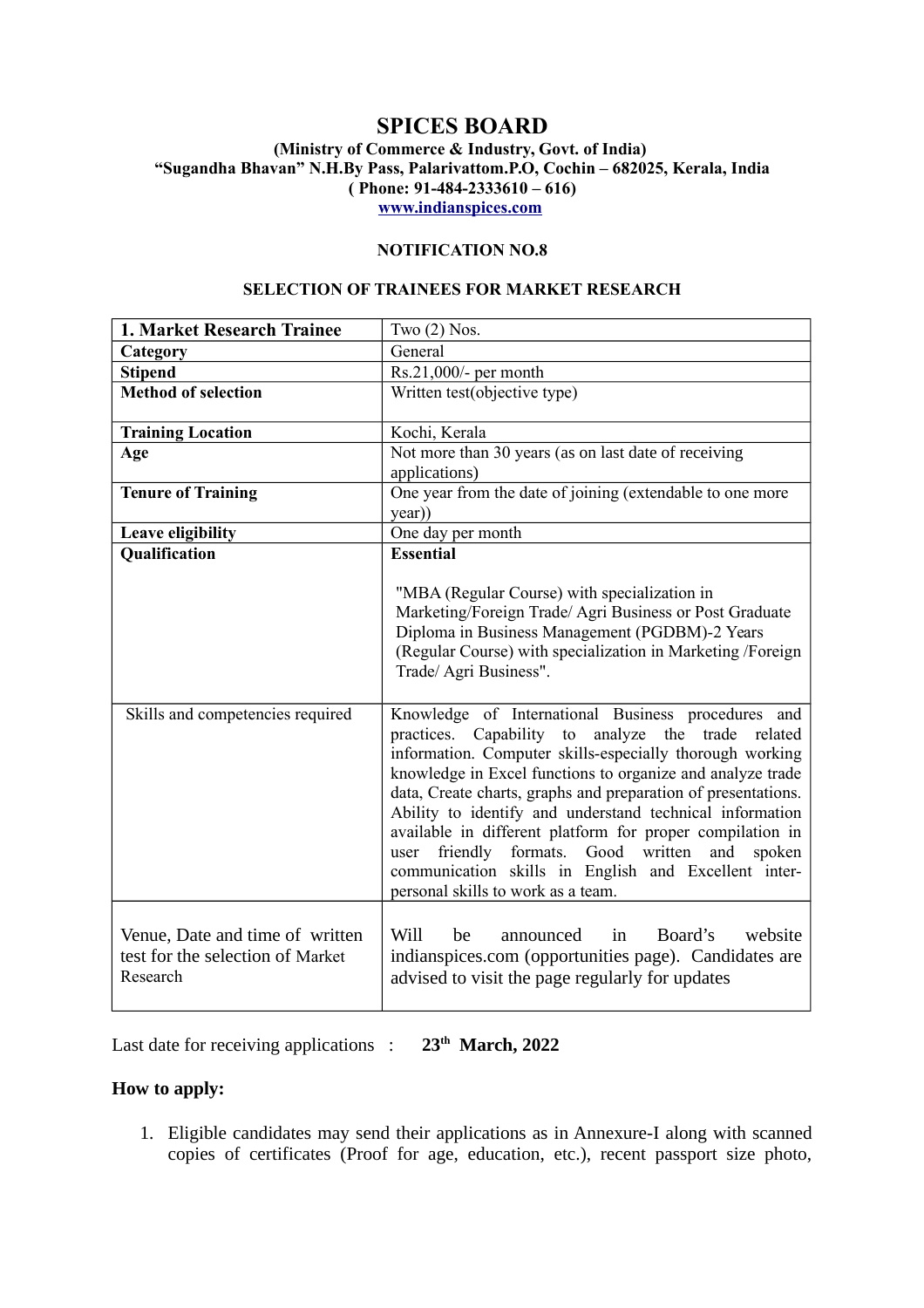# SPICES BOARD

**(Ministry of Commerce & Industry, Govt. of India)**
**"Sugandha Bhavan" N.H.By Pass, Palarivattom.P.O, Cochin – 682025, Kerala, India**
**( Phone: 91-484-2333610 – 616)**
**www.indianspices.com**

**NOTIFICATION NO.8**

**SELECTION OF TRAINEES FOR MARKET RESEARCH**

| **1. Market Research Trainee** | Two (2) Nos. |
|---|---|
| **Category** | General |
| **Stipend** | Rs.21,000/- per month |
| **Method of selection** | Written test(objective type) |
| **Training Location** | Kochi, Kerala |
| **Age** | Not more than 30 years (as on last date of receiving applications) |
| **Tenure of Training** | One year from the date of joining (extendable to one more year)) |
| **Leave eligibility** | One day per month |
| **Qualification** | **Essential**<br><br>"MBA (Regular Course) with specialization in Marketing/Foreign Trade/ Agri Business or Post Graduate Diploma in Business Management (PGDBM)-2 Years (Regular Course) with specialization in Marketing /Foreign Trade/ Agri Business". |
| Skills and competencies required | Knowledge of International Business procedures and practices. Capability to analyze the trade related information. Computer skills-especially thorough working knowledge in Excel functions to organize and analyze trade data, Create charts, graphs and preparation of presentations. Ability to identify and understand technical information available in different platform for proper compilation in user friendly formats. Good written and spoken communication skills in English and Excellent inter-personal skills to work as a team. |
| Venue, Date and time of written test for the selection of Market Research | Will be announced in Board's website indianspices.com (opportunities page). Candidates are advised to visit the page regularly for updates |

Last date for receiving applications : **23th March, 2022**

**How to apply:**

1. Eligible candidates may send their applications as in Annexure-I along with scanned copies of certificates (Proof for age, education, etc.), recent passport size photo,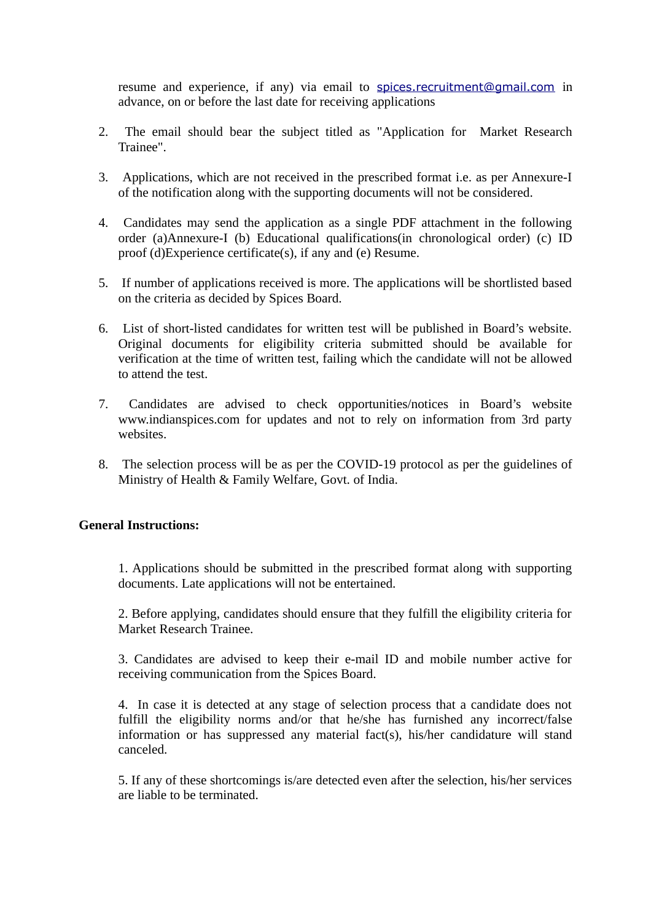resume and experience, if any) via email to spices.recruitment@gmail.com in advance, on or before the last date for receiving applications

2. The email should bear the subject titled as "Application for Market Research Trainee".

3. Applications, which are not received in the prescribed format i.e. as per Annexure-I of the notification along with the supporting documents will not be considered.

4. Candidates may send the application as a single PDF attachment in the following order (a)Annexure-I (b) Educational qualifications(in chronological order) (c) ID proof (d)Experience certificate(s), if any and (e) Resume.

5. If number of applications received is more. The applications will be shortlisted based on the criteria as decided by Spices Board.

6. List of short-listed candidates for written test will be published in Board's website. Original documents for eligibility criteria submitted should be available for verification at the time of written test, failing which the candidate will not be allowed to attend the test.

7. Candidates are advised to check opportunities/notices in Board's website www.indianspices.com for updates and not to rely on information from 3rd party websites.

8. The selection process will be as per the COVID-19 protocol as per the guidelines of Ministry of Health & Family Welfare, Govt. of India.

**General Instructions:**

1. Applications should be submitted in the prescribed format along with supporting documents. Late applications will not be entertained.

2. Before applying, candidates should ensure that they fulfill the eligibility criteria for Market Research Trainee.

3. Candidates are advised to keep their e-mail ID and mobile number active for receiving communication from the Spices Board.

4. In case it is detected at any stage of selection process that a candidate does not fulfill the eligibility norms and/or that he/she has furnished any incorrect/false information or has suppressed any material fact(s), his/her candidature will stand canceled.

5. If any of these shortcomings is/are detected even after the selection, his/her services are liable to be terminated.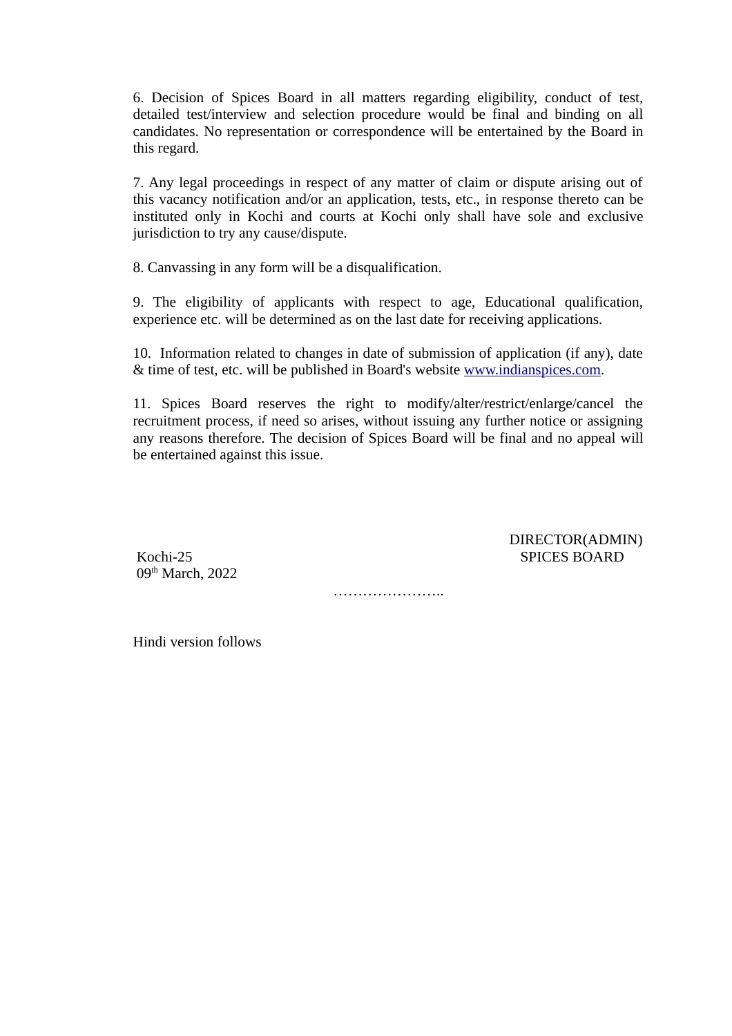6. Decision of Spices Board in all matters regarding eligibility, conduct of test, detailed test/interview and selection procedure would be final and binding on all candidates. No representation or correspondence will be entertained by the Board in this regard.

7. Any legal proceedings in respect of any matter of claim or dispute arising out of this vacancy notification and/or an application, tests, etc., in response thereto can be instituted only in Kochi and courts at Kochi only shall have sole and exclusive jurisdiction to try any cause/dispute.

8. Canvassing in any form will be a disqualification.

9. The eligibility of applicants with respect to age, Educational qualification, experience etc. will be determined as on the last date for receiving applications.

10. Information related to changes in date of submission of application (if any), date & time of test, etc. will be published in Board's website www.indianspices.com.

11. Spices Board reserves the right to modify/alter/restrict/enlarge/cancel the recruitment process, if need so arises, without issuing any further notice or assigning any reasons therefore. The decision of Spices Board will be final and no appeal will be entertained against this issue.

DIRECTOR(ADMIN)
SPICES BOARD

Kochi-25
09th March, 2022

…………………..

Hindi version follows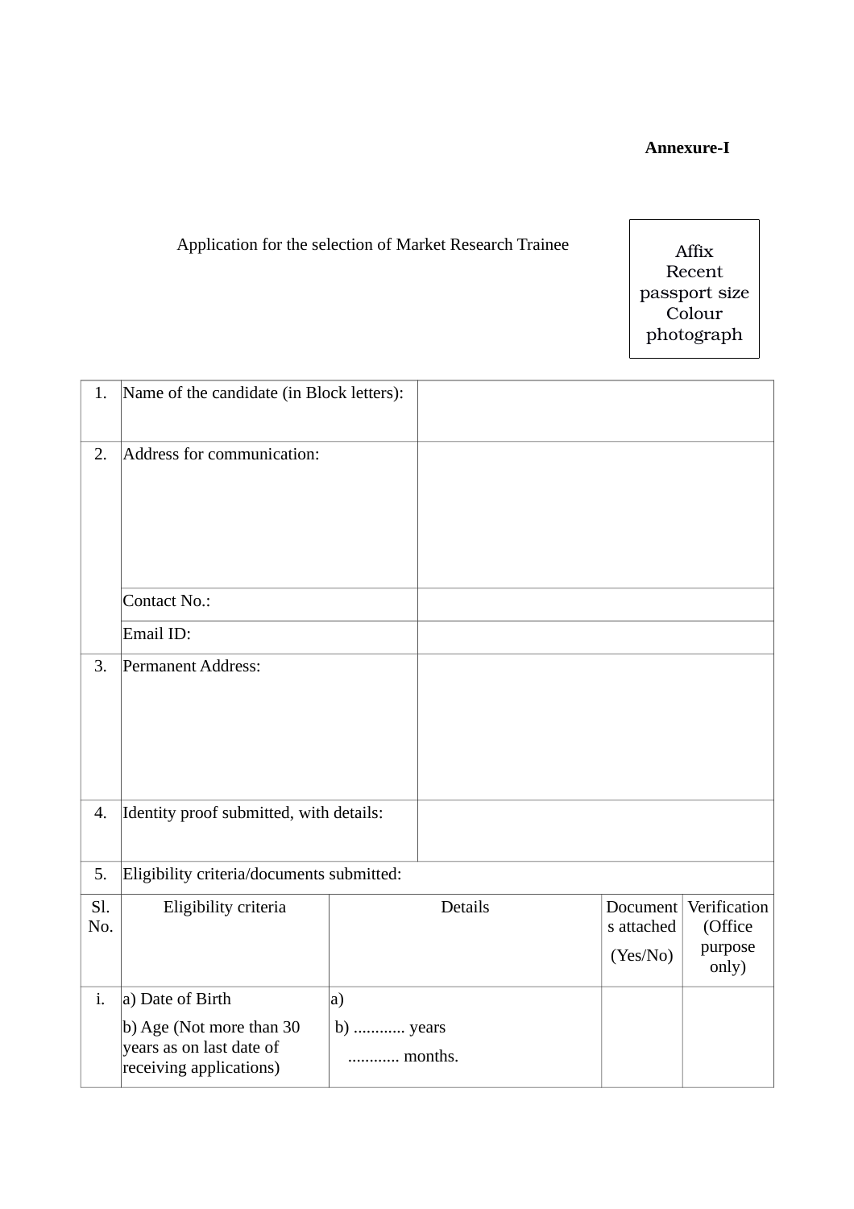**Annexure-I**

Application for the selection of Market Research Trainee

Affix Recent passport size Colour photograph

| | | |
|---|---|---|
| 1. | Name of the candidate (in Block letters): | |
| 2. | Address for communication: | |
| | Contact No.: | |
| | Email ID: | |
| 3. | Permanent Address: | |
| 4. | Identity proof submitted, with details: | |
| 5. | Eligibility criteria/documents submitted: | |

| Sl. No. | Eligibility criteria | Details | Documents attached (Yes/No) | Verification (Office purpose only) |
|---|---|---|---|---|
| i. | a) Date of Birth<br>b) Age (Not more than 30 years as on last date of receiving applications) | a)<br>b) ............ years<br>............ months. | | |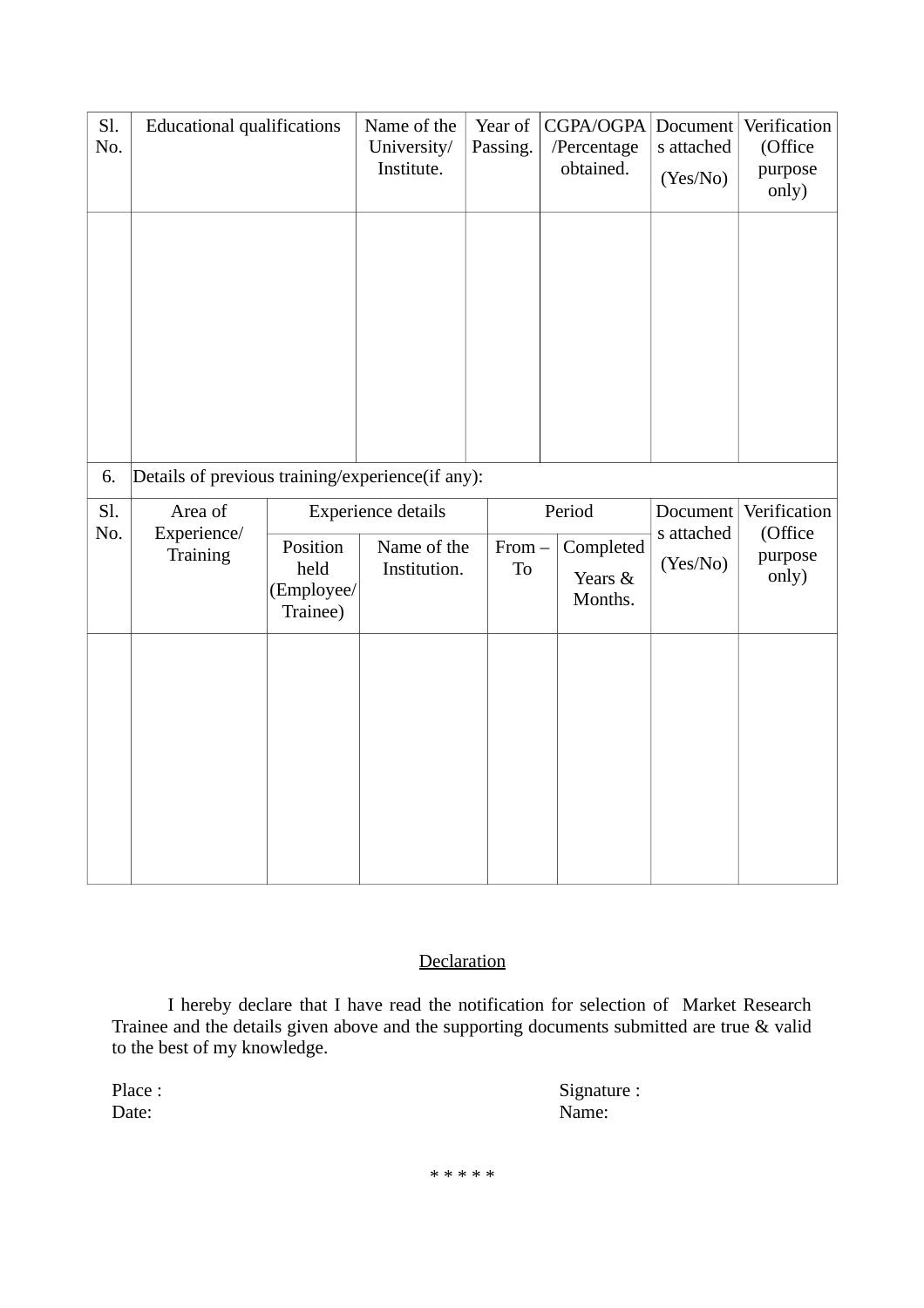| Sl. No. | Educational qualifications | Name of the University/ Institute. | Year of Passing. | CGPA/OGPA /Percentage obtained. | Documents attached (Yes/No) | Verification (Office purpose only) |
|---|---|---|---|---|---|---|
| | | | | | | |

| | | | | | | | |
|---|---|---|---|---|---|---|---|
| 6. | Details of previous training/experience(if any): | | | | | | |
| Sl. No. | Area of Experience/ Training | Experience details | | Period | | Documents attached (Yes/No) | Verification (Office purpose only) |
| | | Position held (Employee/ Trainee) | Name of the Institution. | From – To | Completed Years & Months. | | |
| | | | | | | | |

<u>Declaration</u>

I hereby declare that I have read the notification for selection of Market Research Trainee and the details given above and the supporting documents submitted are true & valid to the best of my knowledge.

Place :
Date:

Signature :
Name:

* * * * *